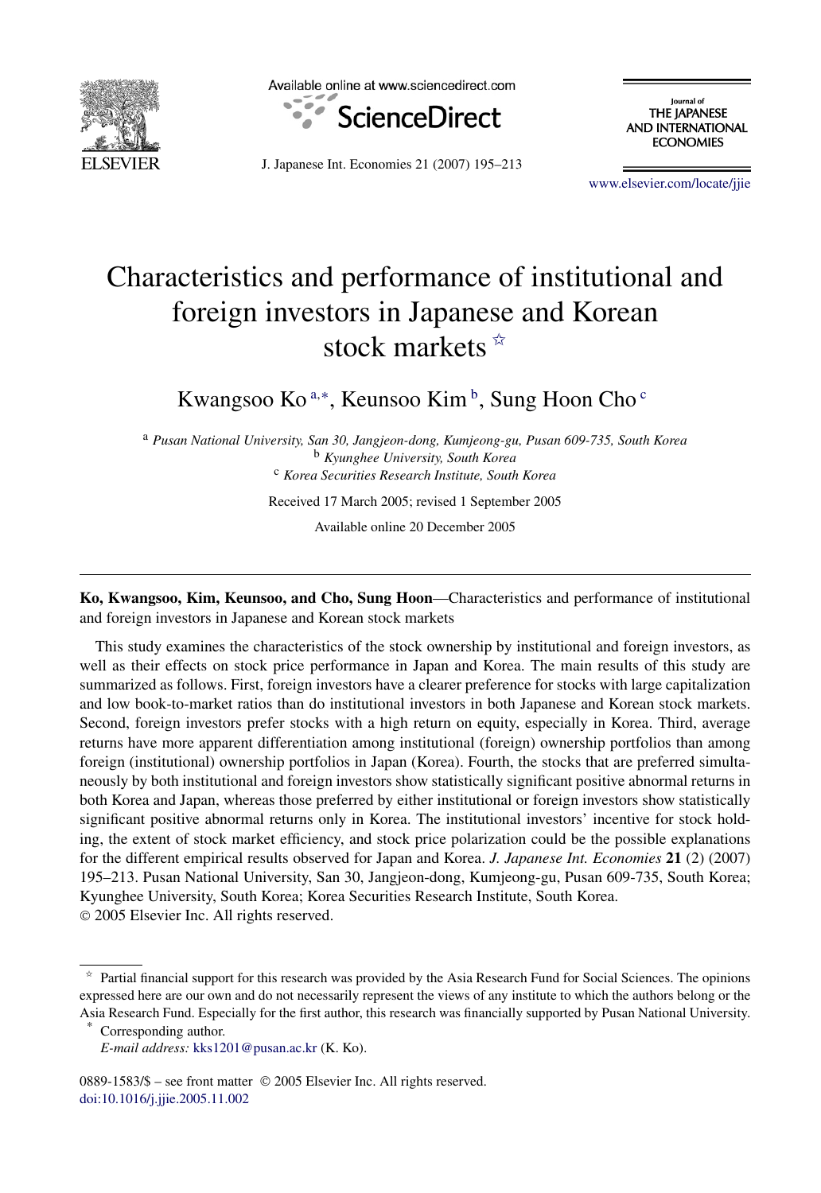# Characteristics and performance of institutional and foreign investors in Japanese and Korean stock markets ☆

Kwangsoo Ko [a,*], Keunsoo Kim [b], Sung Hoon Cho [c]

[a] *Pusan National University, San 30, Jangjeon-dong, Kumjeong-gu, Pusan 609-735, South Korea*
[b] *Kyunghee University, South Korea*
[c] *Korea Securities Research Institute, South Korea*

Received 17 March 2005; revised 1 September 2005

Available online 20 December 2005

---

**Ko, Kwangsoo, Kim, Keunsoo, and Cho, Sung Hoon**—Characteristics and performance of institutional and foreign investors in Japanese and Korean stock markets

This study examines the characteristics of the stock ownership by institutional and foreign investors, as well as their effects on stock price performance in Japan and Korea. The main results of this study are summarized as follows. First, foreign investors have a clearer preference for stocks with large capitalization and low book-to-market ratios than do institutional investors in both Japanese and Korean stock markets. Second, foreign investors prefer stocks with a high return on equity, especially in Korea. Third, average returns have more apparent differentiation among institutional (foreign) ownership portfolios than among foreign (institutional) ownership portfolios in Japan (Korea). Fourth, the stocks that are preferred simultaneously by both institutional and foreign investors show statistically significant positive abnormal returns in both Korea and Japan, whereas those preferred by either institutional or foreign investors show statistically significant positive abnormal returns only in Korea. The institutional investors' incentive for stock holding, the extent of stock market efficiency, and stock price polarization could be the possible explanations for the different empirical results observed for Japan and Korea. *J. Japanese Int. Economies* **21** (2) (2007) 195–213. Pusan National University, San 30, Jangjeon-dong, Kumjeong-gu, Pusan 609-735, South Korea; Kyunghee University, South Korea; Korea Securities Research Institute, South Korea.
© 2005 Elsevier Inc. All rights reserved.

---

☆ Partial financial support for this research was provided by the Asia Research Fund for Social Sciences. The opinions expressed here are our own and do not necessarily represent the views of any institute to which the authors belong or the Asia Research Fund. Especially for the first author, this research was financially supported by Pusan National University.

\* Corresponding author.
*E-mail address:* kks1201@pusan.ac.kr (K. Ko).

0889-1583/$ – see front matter © 2005 Elsevier Inc. All rights reserved.
doi:10.1016/j.jjie.2005.11.002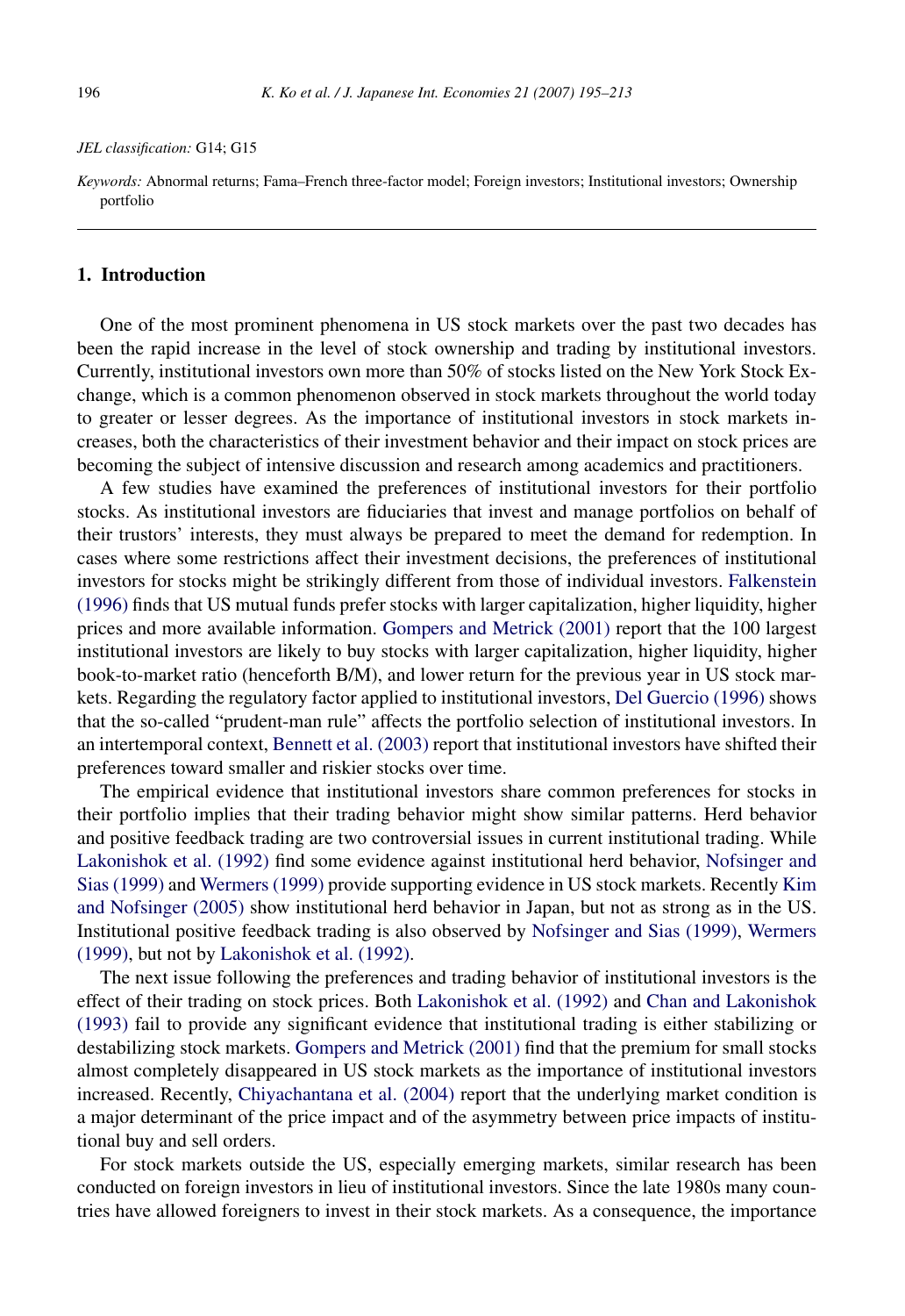*JEL classification:* G14; G15

*Keywords:* Abnormal returns; Fama–French three-factor model; Foreign investors; Institutional investors; Ownership portfolio

## 1. Introduction

One of the most prominent phenomena in US stock markets over the past two decades has been the rapid increase in the level of stock ownership and trading by institutional investors. Currently, institutional investors own more than 50% of stocks listed on the New York Stock Exchange, which is a common phenomenon observed in stock markets throughout the world today to greater or lesser degrees. As the importance of institutional investors in stock markets increases, both the characteristics of their investment behavior and their impact on stock prices are becoming the subject of intensive discussion and research among academics and practitioners.

A few studies have examined the preferences of institutional investors for their portfolio stocks. As institutional investors are fiduciaries that invest and manage portfolios on behalf of their trustors' interests, they must always be prepared to meet the demand for redemption. In cases where some restrictions affect their investment decisions, the preferences of institutional investors for stocks might be strikingly different from those of individual investors. Falkenstein (1996) finds that US mutual funds prefer stocks with larger capitalization, higher liquidity, higher prices and more available information. Gompers and Metrick (2001) report that the 100 largest institutional investors are likely to buy stocks with larger capitalization, higher liquidity, higher book-to-market ratio (henceforth B/M), and lower return for the previous year in US stock markets. Regarding the regulatory factor applied to institutional investors, Del Guercio (1996) shows that the so-called "prudent-man rule" affects the portfolio selection of institutional investors. In an intertemporal context, Bennett et al. (2003) report that institutional investors have shifted their preferences toward smaller and riskier stocks over time.

The empirical evidence that institutional investors share common preferences for stocks in their portfolio implies that their trading behavior might show similar patterns. Herd behavior and positive feedback trading are two controversial issues in current institutional trading. While Lakonishok et al. (1992) find some evidence against institutional herd behavior, Nofsinger and Sias (1999) and Wermers (1999) provide supporting evidence in US stock markets. Recently Kim and Nofsinger (2005) show institutional herd behavior in Japan, but not as strong as in the US. Institutional positive feedback trading is also observed by Nofsinger and Sias (1999), Wermers (1999), but not by Lakonishok et al. (1992).

The next issue following the preferences and trading behavior of institutional investors is the effect of their trading on stock prices. Both Lakonishok et al. (1992) and Chan and Lakonishok (1993) fail to provide any significant evidence that institutional trading is either stabilizing or destabilizing stock markets. Gompers and Metrick (2001) find that the premium for small stocks almost completely disappeared in US stock markets as the importance of institutional investors increased. Recently, Chiyachantana et al. (2004) report that the underlying market condition is a major determinant of the price impact and of the asymmetry between price impacts of institutional buy and sell orders.

For stock markets outside the US, especially emerging markets, similar research has been conducted on foreign investors in lieu of institutional investors. Since the late 1980s many countries have allowed foreigners to invest in their stock markets. As a consequence, the importance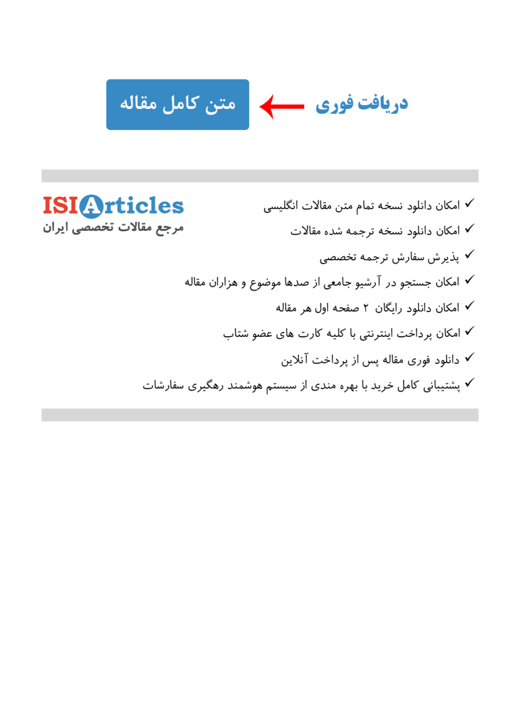دریافت فوری ← **متن کامل مقاله**

**ISIArticles**
مرجع مقالات تخصصی ایران

- ✓ امکان دانلود نسخه تمام متن مقالات انگلیسی
- ✓ امکان دانلود نسخه ترجمه شده مقالات
- ✓ پذیرش سفارش ترجمه تخصصی
- ✓ امکان جستجو در آرشیو جامعی از صدها موضوع و هزاران مقاله
- ✓ امکان دانلود رایگان ۲ صفحه اول هر مقاله
- ✓ امکان پرداخت اینترنتی با کلیه کارت های عضو شتاب
- ✓ دانلود فوری مقاله پس از پرداخت آنلاین
- ✓ پشتیبانی کامل خرید با بهره مندی از سیستم هوشمند رهگیری سفارشات